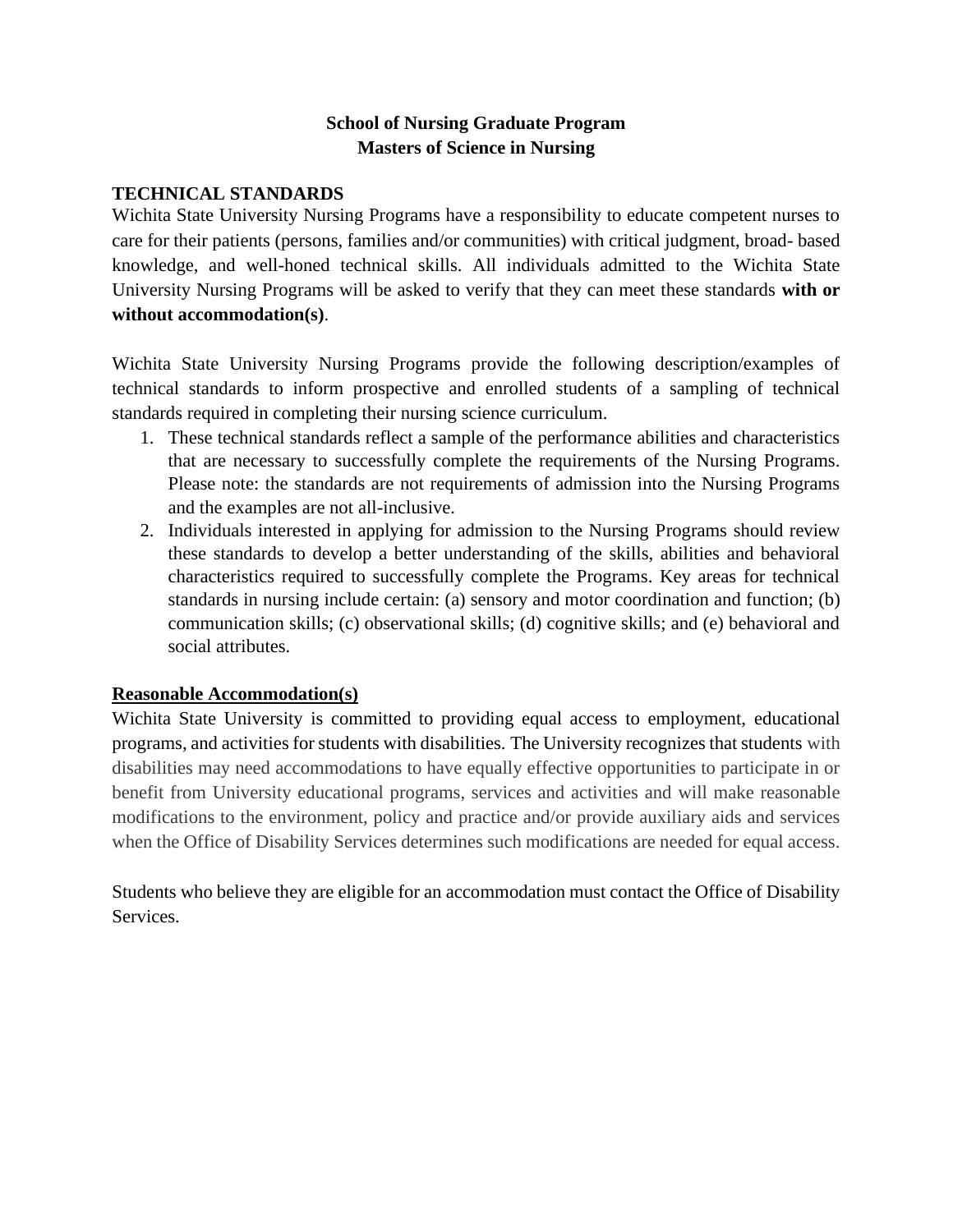# School of Nursing Graduate Program
# Masters of Science in Nursing

## TECHNICAL STANDARDS

Wichita State University Nursing Programs have a responsibility to educate competent nurses to care for their patients (persons, families and/or communities) with critical judgment, broad- based knowledge, and well-honed technical skills. All individuals admitted to the Wichita State University Nursing Programs will be asked to verify that they can meet these standards **with or without accommodation(s)**.

Wichita State University Nursing Programs provide the following description/examples of technical standards to inform prospective and enrolled students of a sampling of technical standards required in completing their nursing science curriculum.

1. These technical standards reflect a sample of the performance abilities and characteristics that are necessary to successfully complete the requirements of the Nursing Programs. Please note: the standards are not requirements of admission into the Nursing Programs and the examples are not all-inclusive.
2. Individuals interested in applying for admission to the Nursing Programs should review these standards to develop a better understanding of the skills, abilities and behavioral characteristics required to successfully complete the Programs. Key areas for technical standards in nursing include certain: (a) sensory and motor coordination and function; (b) communication skills; (c) observational skills; (d) cognitive skills; and (e) behavioral and social attributes.

## Reasonable Accommodation(s)

Wichita State University is committed to providing equal access to employment, educational programs, and activities for students with disabilities. The University recognizes that students with disabilities may need accommodations to have equally effective opportunities to participate in or benefit from University educational programs, services and activities and will make reasonable modifications to the environment, policy and practice and/or provide auxiliary aids and services when the Office of Disability Services determines such modifications are needed for equal access.

Students who believe they are eligible for an accommodation must contact the Office of Disability Services.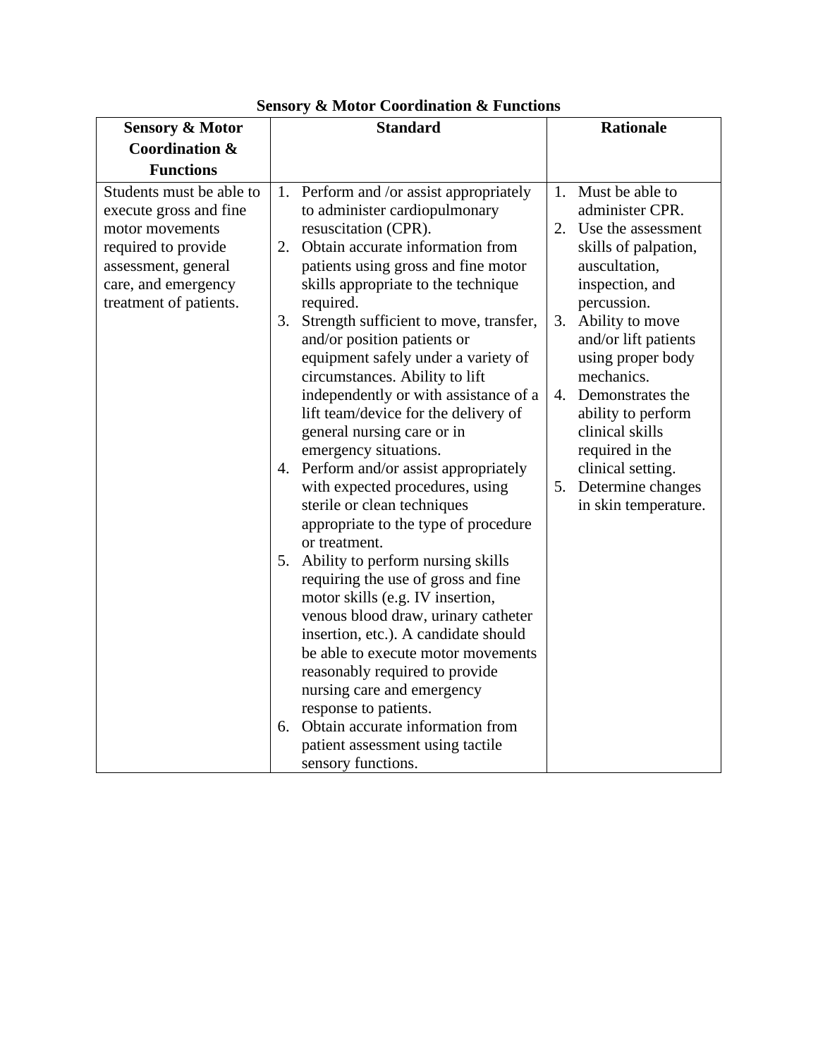**Sensory & Motor Coordination & Functions**

| Sensory & Motor Coordination & Functions | Standard | Rationale |
| --- | --- | --- |
| Students must be able to execute gross and fine motor movements required to provide assessment, general care, and emergency treatment of patients. | 1. Perform and /or assist appropriately to administer cardiopulmonary resuscitation (CPR).<br>2. Obtain accurate information from patients using gross and fine motor skills appropriate to the technique required.<br>3. Strength sufficient to move, transfer, and/or position patients or equipment safely under a variety of circumstances. Ability to lift independently or with assistance of a lift team/device for the delivery of general nursing care or in emergency situations.<br>4. Perform and/or assist appropriately with expected procedures, using sterile or clean techniques appropriate to the type of procedure or treatment.<br>5. Ability to perform nursing skills requiring the use of gross and fine motor skills (e.g. IV insertion, venous blood draw, urinary catheter insertion, etc.). A candidate should be able to execute motor movements reasonably required to provide nursing care and emergency response to patients.<br>6. Obtain accurate information from patient assessment using tactile sensory functions. | 1. Must be able to administer CPR.<br>2. Use the assessment skills of palpation, auscultation, inspection, and percussion.<br>3. Ability to move and/or lift patients using proper body mechanics.<br>4. Demonstrates the ability to perform clinical skills required in the clinical setting.<br>5. Determine changes in skin temperature. |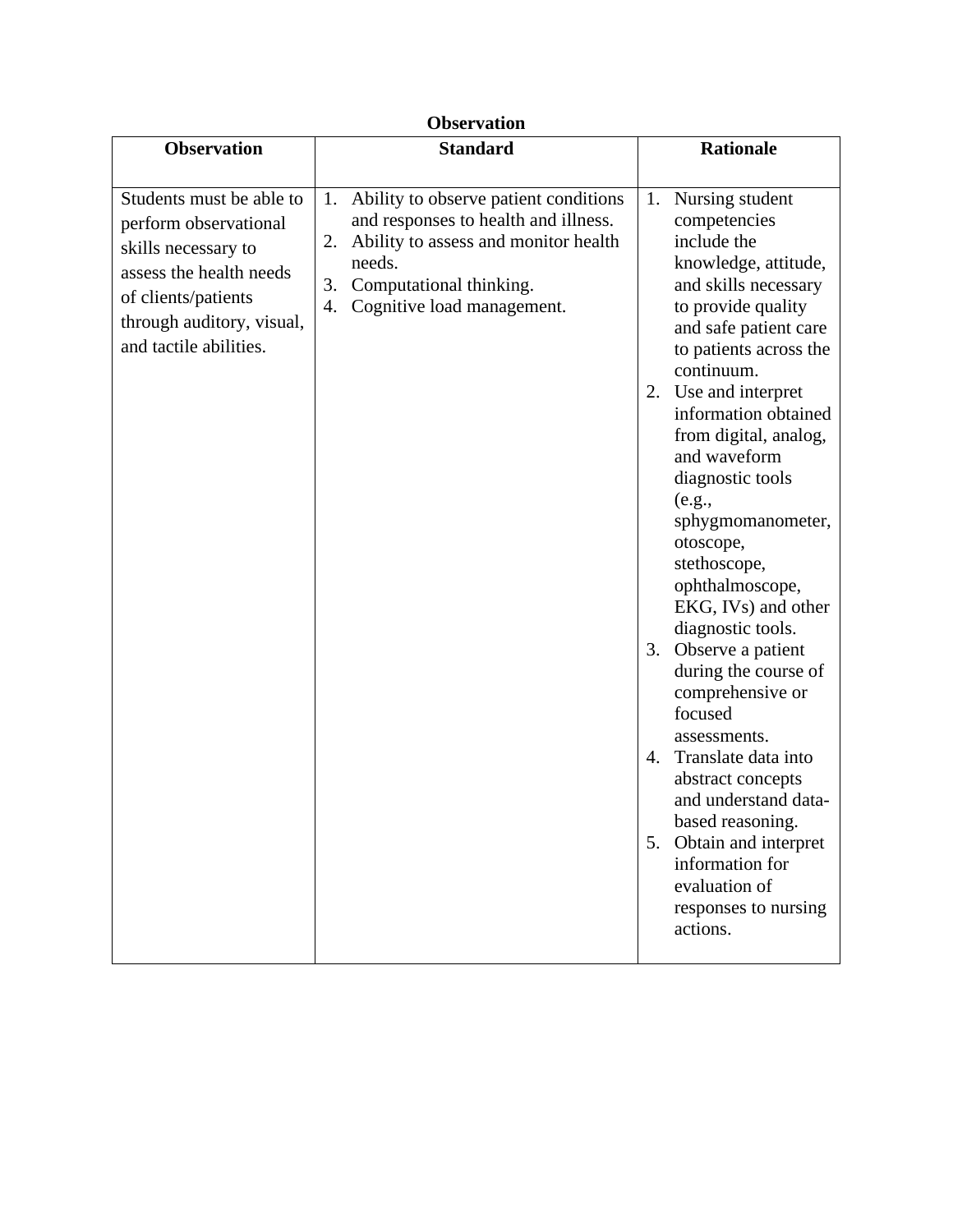**Observation**

| Observation | Standard | Rationale |
|---|---|---|
| Students must be able to perform observational skills necessary to assess the health needs of clients/patients through auditory, visual, and tactile abilities. | 1. Ability to observe patient conditions and responses to health and illness.<br>2. Ability to assess and monitor health needs.<br>3. Computational thinking.<br>4. Cognitive load management. | 1. Nursing student competencies include the knowledge, attitude, and skills necessary to provide quality and safe patient care to patients across the continuum.<br>2. Use and interpret information obtained from digital, analog, and waveform diagnostic tools (e.g., sphygmomanometer, otoscope, stethoscope, ophthalmoscope, EKG, IVs) and other diagnostic tools.<br>3. Observe a patient during the course of comprehensive or focused assessments.<br>4. Translate data into abstract concepts and understand data-based reasoning.<br>5. Obtain and interpret information for evaluation of responses to nursing actions. |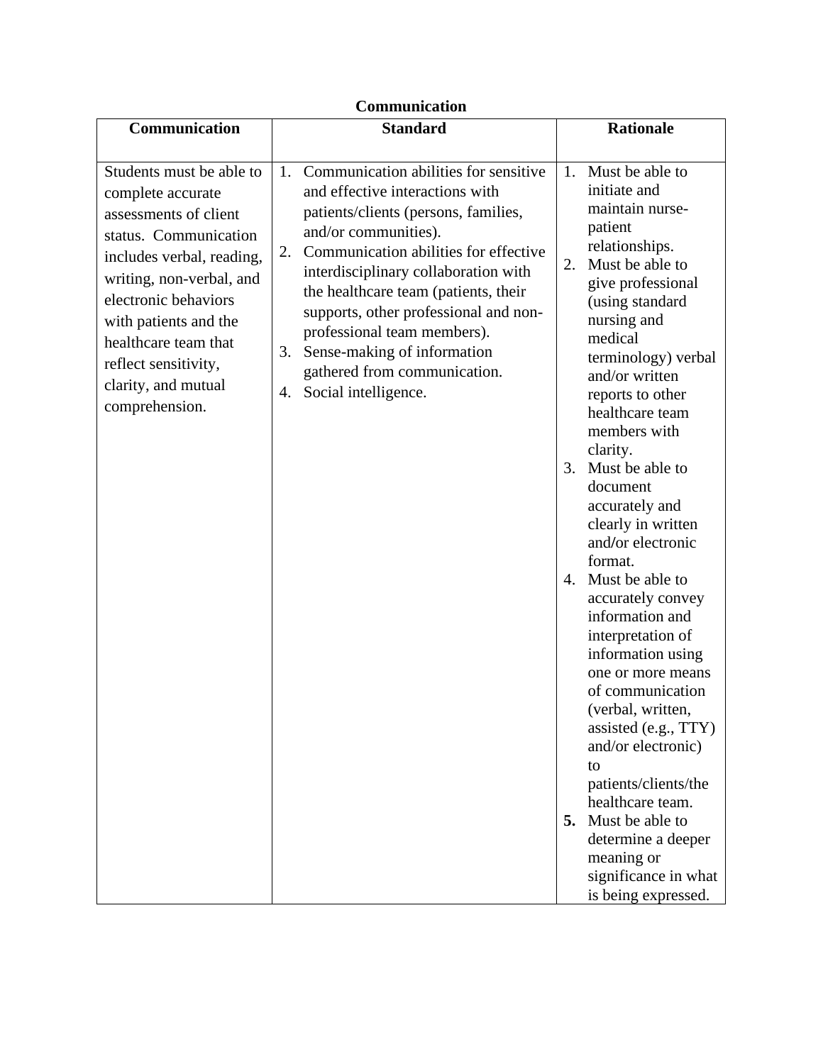**Communication**

| Communication | Standard | Rationale |
|---|---|---|
| Students must be able to complete accurate assessments of client status. Communication includes verbal, reading, writing, non-verbal, and electronic behaviors with patients and the healthcare team that reflect sensitivity, clarity, and mutual comprehension. | 1. Communication abilities for sensitive and effective interactions with patients/clients (persons, families, and/or communities).<br>2. Communication abilities for effective interdisciplinary collaboration with the healthcare team (patients, their supports, other professional and non-professional team members).<br>3. Sense-making of information gathered from communication.<br>4. Social intelligence. | 1. Must be able to initiate and maintain nurse-patient relationships.<br>2. Must be able to give professional (using standard nursing and medical terminology) verbal and/or written reports to other healthcare team members with clarity.<br>3. Must be able to document accurately and clearly in written and/or electronic format.<br>4. Must be able to accurately convey information and interpretation of information using one or more means of communication (verbal, written, assisted (e.g., TTY) and/or electronic) to patients/clients/the healthcare team.<br>**5.** Must be able to determine a deeper meaning or significance in what is being expressed. |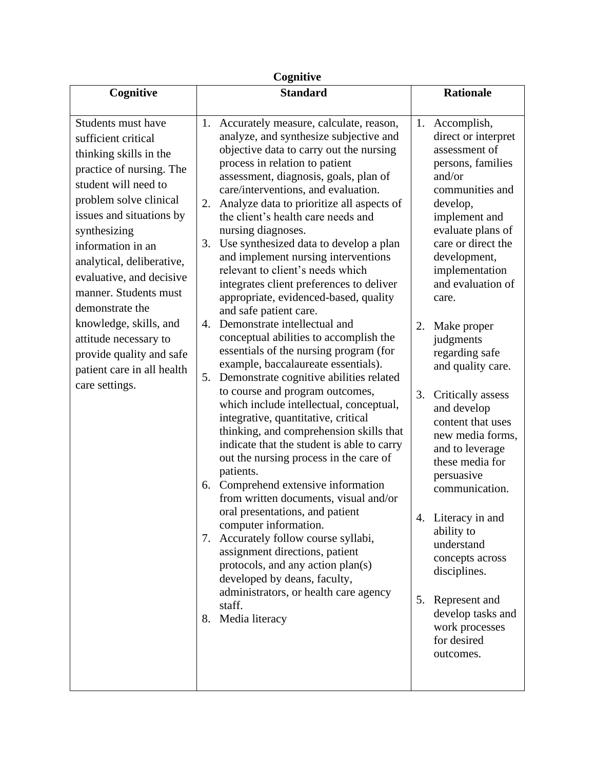**Cognitive**

| Cognitive | Standard | Rationale |
| --- | --- | --- |
| Students must have sufficient critical thinking skills in the practice of nursing. The student will need to problem solve clinical issues and situations by synthesizing information in an analytical, deliberative, evaluative, and decisive manner. Students must demonstrate the knowledge, skills, and attitude necessary to provide quality and safe patient care in all health care settings. | 1. Accurately measure, calculate, reason, analyze, and synthesize subjective and objective data to carry out the nursing process in relation to patient assessment, diagnosis, goals, plan of care/interventions, and evaluation.<br>2. Analyze data to prioritize all aspects of the client's health care needs and nursing diagnoses.<br>3. Use synthesized data to develop a plan and implement nursing interventions relevant to client's needs which integrates client preferences to deliver appropriate, evidenced-based, quality and safe patient care.<br>4. Demonstrate intellectual and conceptual abilities to accomplish the essentials of the nursing program (for example, baccalaureate essentials).<br>5. Demonstrate cognitive abilities related to course and program outcomes, which include intellectual, conceptual, integrative, quantitative, critical thinking, and comprehension skills that indicate that the student is able to carry out the nursing process in the care of patients.<br>6. Comprehend extensive information from written documents, visual and/or oral presentations, and patient computer information.<br>7. Accurately follow course syllabi, assignment directions, patient protocols, and any action plan(s) developed by deans, faculty, administrators, or health care agency staff.<br>8. Media literacy | 1. Accomplish, direct or interpret assessment of persons, families and/or communities and develop, implement and evaluate plans of care or direct the development, implementation and evaluation of care.<br>2. Make proper judgments regarding safe and quality care.<br>3. Critically assess and develop content that uses new media forms, and to leverage these media for persuasive communication.<br>4. Literacy in and ability to understand concepts across disciplines.<br>5. Represent and develop tasks and work processes for desired outcomes. |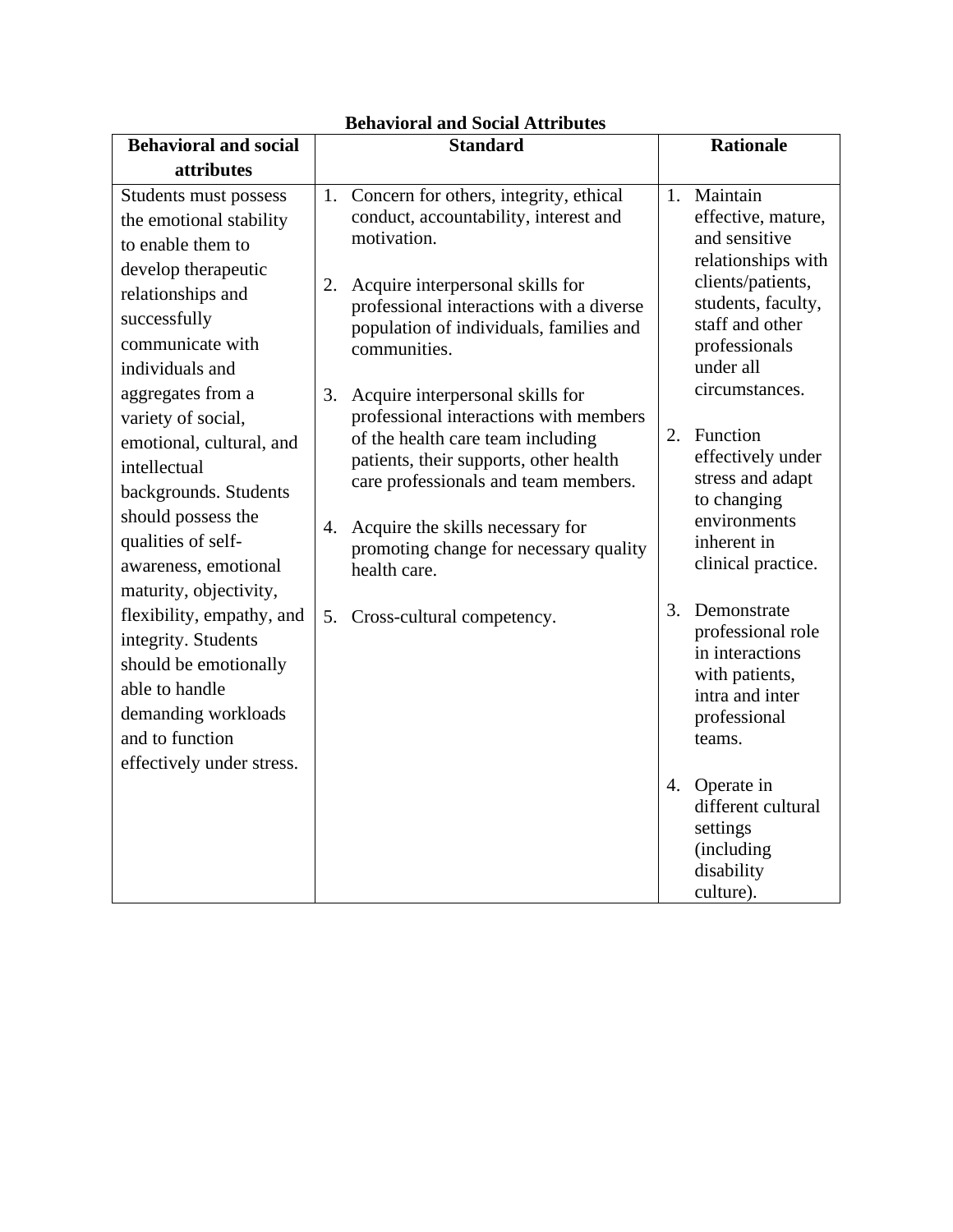**Behavioral and Social Attributes**

| Behavioral and social attributes | Standard | Rationale |
|---|---|---|
| Students must possess the emotional stability to enable them to develop therapeutic relationships and successfully communicate with individuals and aggregates from a variety of social, emotional, cultural, and intellectual backgrounds. Students should possess the qualities of self-awareness, emotional maturity, objectivity, flexibility, empathy, and integrity. Students should be emotionally able to handle demanding workloads and to function effectively under stress. | 1. Concern for others, integrity, ethical conduct, accountability, interest and motivation.<br><br>2. Acquire interpersonal skills for professional interactions with a diverse population of individuals, families and communities.<br><br>3. Acquire interpersonal skills for professional interactions with members of the health care team including patients, their supports, other health care professionals and team members.<br><br>4. Acquire the skills necessary for promoting change for necessary quality health care.<br><br>5. Cross-cultural competency. | 1. Maintain effective, mature, and sensitive relationships with clients/patients, students, faculty, staff and other professionals under all circumstances.<br><br>2. Function effectively under stress and adapt to changing environments inherent in clinical practice.<br><br>3. Demonstrate professional role in interactions with patients, intra and inter professional teams.<br><br>4. Operate in different cultural settings (including disability culture). |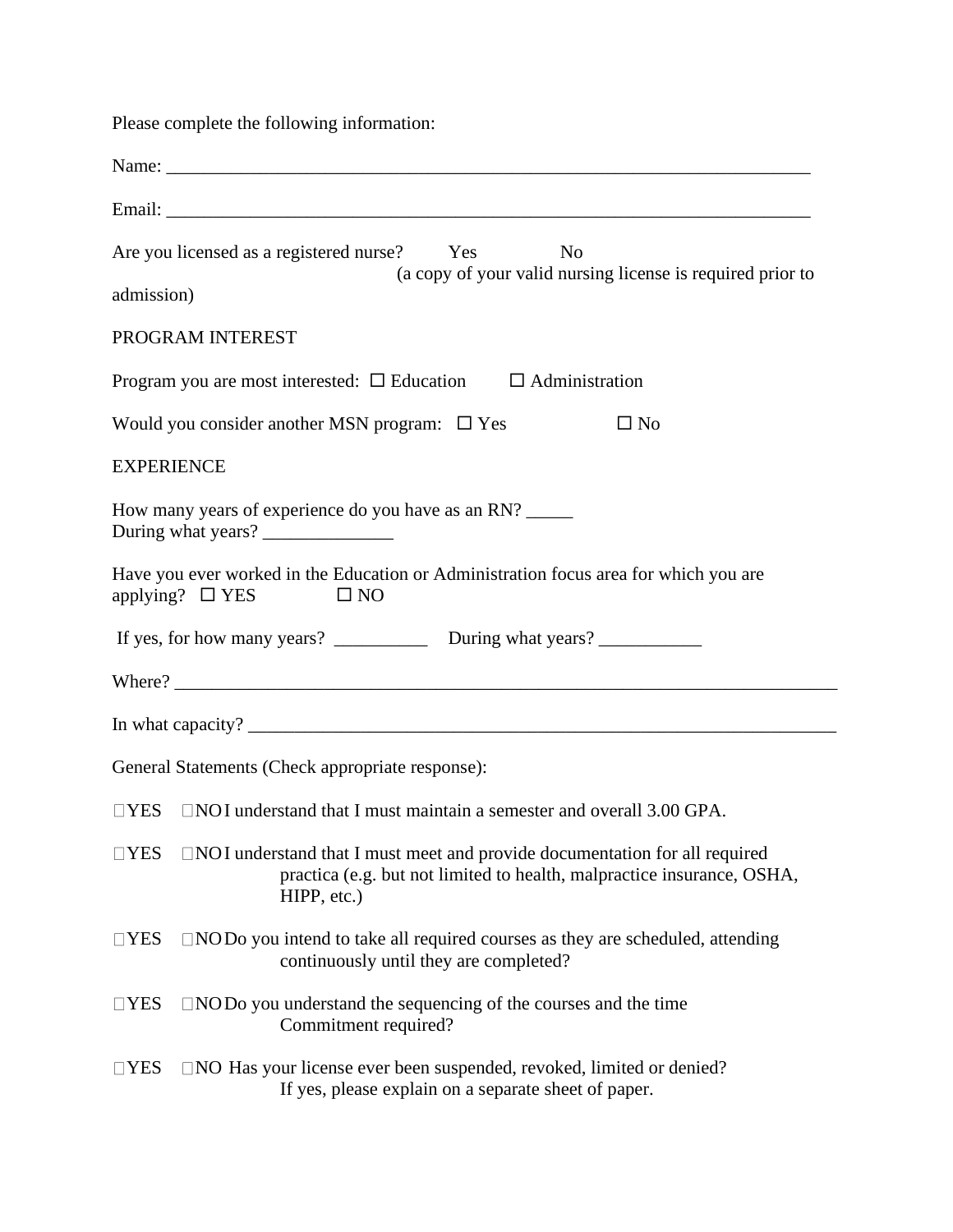Please complete the following information:

Name: ___________________________________________________________________________

Email: ___________________________________________________________________________

Are you licensed as a registered nurse? Yes No
(a copy of your valid nursing license is required prior to admission)

PROGRAM INTEREST

Program you are most interested: ☐ Education ☐ Administration

Would you consider another MSN program: ☐ Yes ☐ No

EXPERIENCE

How many years of experience do you have as an RN? _____
During what years? ______________

Have you ever worked in the Education or Administration focus area for which you are applying? ☐ YES ☐ NO

If yes, for how many years? __________ During what years? ___________

Where? ___________________________________________________________________________

In what capacity? __________________________________________________________________

General Statements (Check appropriate response):

☐YES ☐NO I understand that I must maintain a semester and overall 3.00 GPA.

☐YES ☐NO I understand that I must meet and provide documentation for all required practica (e.g. but not limited to health, malpractice insurance, OSHA, HIPP, etc.)

☐YES ☐NO Do you intend to take all required courses as they are scheduled, attending continuously until they are completed?

☐YES ☐NO Do you understand the sequencing of the courses and the time Commitment required?

☐YES ☐NO Has your license ever been suspended, revoked, limited or denied? If yes, please explain on a separate sheet of paper.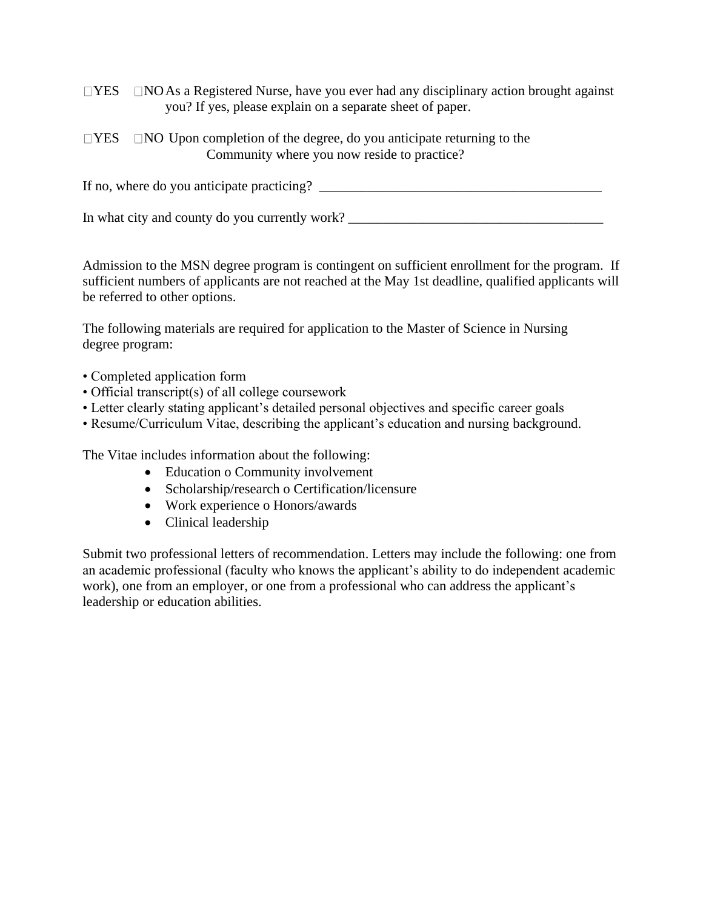☐YES ☐NO As a Registered Nurse, have you ever had any disciplinary action brought against you? If yes, please explain on a separate sheet of paper.

☐YES ☐NO Upon completion of the degree, do you anticipate returning to the Community where you now reside to practice?

If no, where do you anticipate practicing? ___________________________________________

In what city and county do you currently work? ______________________________________

Admission to the MSN degree program is contingent on sufficient enrollment for the program. If sufficient numbers of applicants are not reached at the May 1st deadline, qualified applicants will be referred to other options.

The following materials are required for application to the Master of Science in Nursing degree program:

- Completed application form
- Official transcript(s) of all college coursework
- Letter clearly stating applicant's detailed personal objectives and specific career goals
- Resume/Curriculum Vitae, describing the applicant's education and nursing background.

The Vitae includes information about the following:

- Education o Community involvement
- Scholarship/research o Certification/licensure
- Work experience o Honors/awards
- Clinical leadership

Submit two professional letters of recommendation. Letters may include the following: one from an academic professional (faculty who knows the applicant's ability to do independent academic work), one from an employer, or one from a professional who can address the applicant's leadership or education abilities.